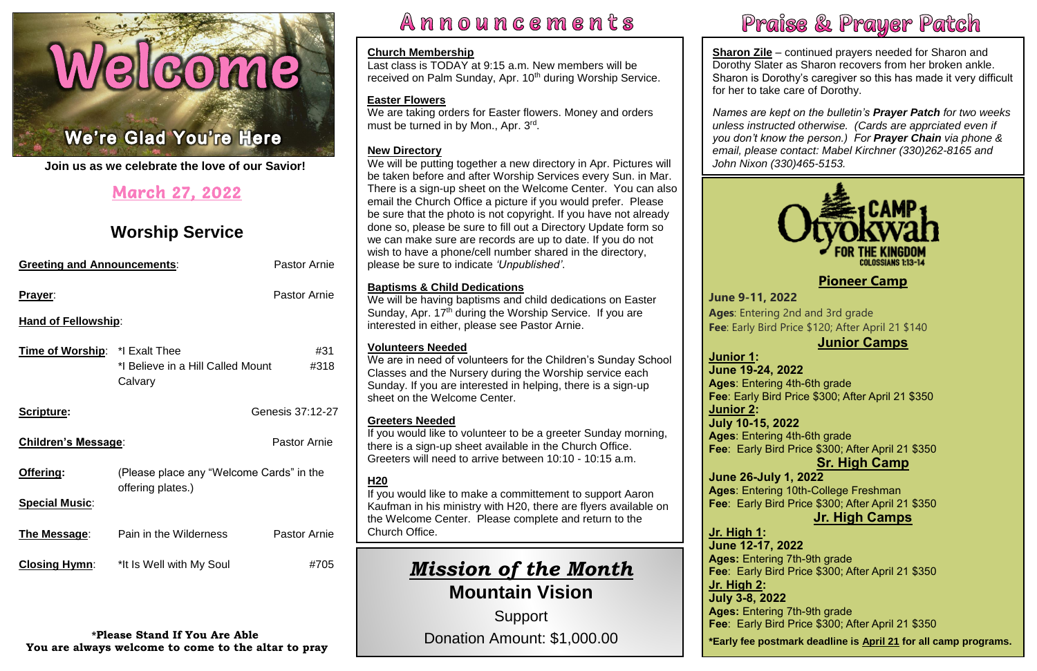# Welcome

**We're Glad You're Here**

**Join us as we celebrate the love of our Savior!**

## March 27, 2022

## Worship Service

| | | |
|---|---|---|
| **Greeting and Announcements**: | | Pastor Arnie |
| **Prayer**: | | Pastor Arnie |
| **Hand of Fellowship**: | | |
| **Time of Worship**: | *I Exalt Thee | #31 |
| | *I Believe in a Hill Called Mount Calvary | #318 |
| **Scripture:** | | Genesis 37:12-27 |
| **Children's Message**: | | Pastor Arnie |
| **Offering:** | (Please place any "Welcome Cards" in the offering plates.) | |
| **Special Music**: | | |
| **The Message**: | Pain in the Wilderness | Pastor Arnie |
| **Closing Hymn**: | *It Is Well with My Soul | #705 |

**\*Please Stand If You Are Able**
**You are always welcome to come to the altar to pray**

# Announcements

**Church Membership**
Last class is TODAY at 9:15 a.m. New members will be received on Palm Sunday, Apr. 10th during Worship Service.

**Easter Flowers**
We are taking orders for Easter flowers. Money and orders must be turned in by Mon., Apr. 3rd.

**New Directory**
We will be putting together a new directory in Apr. Pictures will be taken before and after Worship Services every Sun. in Mar. There is a sign-up sheet on the Welcome Center. You can also email the Church Office a picture if you would prefer. Please be sure that the photo is not copyright. If you have not already done so, please be sure to fill out a Directory Update form so we can make sure are records are up to date. If you do not wish to have a phone/cell number shared in the directory, please be sure to indicate *'Unpublished'*.

**Baptisms & Child Dedications**
We will be having baptisms and child dedications on Easter Sunday, Apr. 17th during the Worship Service. If you are interested in either, please see Pastor Arnie.

**Volunteers Needed**
We are in need of volunteers for the Children's Sunday School Classes and the Nursery during the Worship service each Sunday. If you are interested in helping, there is a sign-up sheet on the Welcome Center.

**Greeters Needed**
If you would like to volunteer to be a greeter Sunday morning, there is a sign-up sheet available in the Church Office. Greeters will need to arrive between 10:10 - 10:15 a.m.

**H20**
If you would like to make a committement to support Aaron Kaufman in his ministry with H20, there are flyers available on the Welcome Center. Please complete and return to the Church Office.

## *Mission of the Month*

**Mountain Vision**

Support

Donation Amount: $1,000.00

# Praise & Prayer Patch

**Sharon Zile** – continued prayers needed for Sharon and Dorothy Slater as Sharon recovers from her broken ankle. Sharon is Dorothy's caregiver so this has made it very difficult for her to take care of Dorothy.

*Names are kept on the bulletin's* ***Prayer Patch*** *for two weeks unless instructed otherwise. (Cards are apprciated even if you don't know the person.) For* ***Prayer Chain*** *via phone & email, please contact: Mabel Kirchner (330)262-8165 and John Nixon (330)465-5153.*

**CAMP Otyokwah**
FOR THE KINGDOM
COLOSSIANS 1:13-14

### Pioneer Camp

**June 9-11, 2022**
**Ages**: Entering 2nd and 3rd grade
**Fee**: Early Bird Price $120; After April 21 $140

### Junior Camps

**Junior 1:**
**June 19-24, 2022**
**Ages**: Entering 4th-6th grade
**Fee**: Early Bird Price $300; After April 21 $350

**Junior 2:**
**July 10-15, 2022**
**Ages**: Entering 4th-6th grade
**Fee**: Early Bird Price $300; After April 21 $350

### Sr. High Camp

**June 26-July 1, 2022**
**Ages**: Entering 10th-College Freshman
**Fee**: Early Bird Price $300; After April 21 $350

### Jr. High Camps

**Jr. High 1:**
**June 12-17, 2022**
**Ages:** Entering 7th-9th grade
**Fee**: Early Bird Price $300; After April 21 $350

**Jr. High 2:**
**July 3-8, 2022**
**Ages:** Entering 7th-9th grade
**Fee**: Early Bird Price $300; After April 21 $350

**\*Early fee postmark deadline is April 21 for all camp programs.**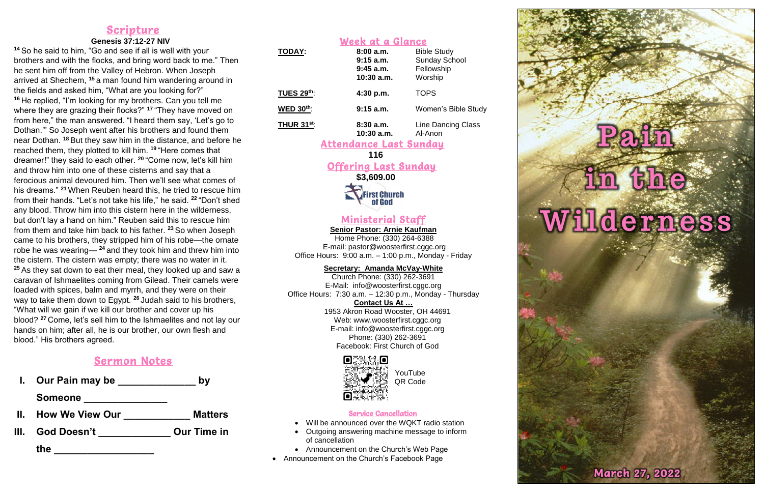## Scripture

**Genesis 37:12-27 NIV**

[14] So he said to him, "Go and see if all is well with your brothers and with the flocks, and bring word back to me." Then he sent him off from the Valley of Hebron. When Joseph arrived at Shechem, [15] a man found him wandering around in the fields and asked him, "What are you looking for?" [16] He replied, "I'm looking for my brothers. Can you tell me where they are grazing their flocks?" [17] "They have moved on from here," the man answered. "I heard them say, 'Let's go to Dothan.'" So Joseph went after his brothers and found them near Dothan. [18] But they saw him in the distance, and before he reached them, they plotted to kill him. [19] "Here comes that dreamer!" they said to each other. [20] "Come now, let's kill him and throw him into one of these cisterns and say that a ferocious animal devoured him. Then we'll see what comes of his dreams." [21] When Reuben heard this, he tried to rescue him from their hands. "Let's not take his life," he said. [22] "Don't shed any blood. Throw him into this cistern here in the wilderness, but don't lay a hand on him." Reuben said this to rescue him from them and take him back to his father. [23] So when Joseph came to his brothers, they stripped him of his robe—the ornate robe he was wearing— [24] and they took him and threw him into the cistern. The cistern was empty; there was no water in it. [25] As they sat down to eat their meal, they looked up and saw a caravan of Ishmaelites coming from Gilead. Their camels were loaded with spices, balm and myrrh, and they were on their way to take them down to Egypt. [26] Judah said to his brothers, "What will we gain if we kill our brother and cover up his blood? [27] Come, let's sell him to the Ishmaelites and not lay our hands on him; after all, he is our brother, our own flesh and blood." His brothers agreed.

## Sermon Notes

**I. Our Pain may be ______________ by Someone ______________**

**II. How We View Our ___________ Matters**

**III. God Doesn't ____________ Our Time in the _________________**

## Week at a Glance

| | | |
|---|---|---|
| **TODAY:** | **8:00 a.m.** | Bible Study |
| | **9:15 a.m.** | Sunday School |
| | **9:45 a.m.** | Fellowship |
| | **10:30 a.m.** | Worship |
| **TUES 29th:** | **4:30 p.m.** | TOPS |
| **WED 30th:** | **9:15 a.m.** | Women's Bible Study |
| **THUR 31st:** | **8:30 a.m.** | Line Dancing Class |
| | **10:30 a.m.** | Al-Anon |

## Attendance Last Sunday

**116**

## Offering Last Sunday

**$3,609.00**

First Church of God

## Ministerial Staff

**Senior Pastor: Arnie Kaufman**
Home Phone: (330) 264-6388
E-mail: pastor@woosterfirst.cggc.org
Office Hours: 9:00 a.m. – 1:00 p.m., Monday - Friday

**Secretary: Amanda McVay-White**
Church Phone: (330) 262-3691
E-Mail: info@woosterfirst.cggc.org
Office Hours: 7:30 a.m. – 12:30 p.m., Monday - Thursday

**Contact Us At …**
1953 Akron Road Wooster, OH 44691
Web: www.woosterfirst.cggc.org
E-mail: info@woosterfirst.cggc.org
Phone: (330) 262-3691
Facebook: First Church of God

YouTube QR Code

### Service Cancellation

- Will be announced over the WQKT radio station
- Outgoing answering machine message to inform of cancellation
- Announcement on the Church's Web Page
- Announcement on the Church's Facebook Page

# Pain in the Wilderness

**March 27, 2022**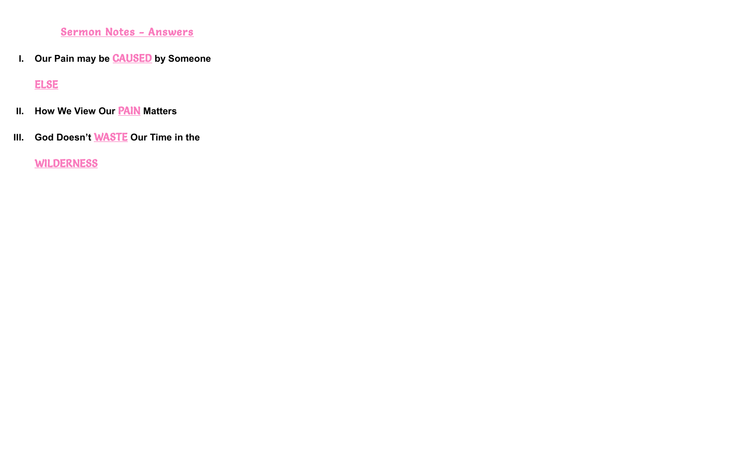## Sermon Notes - Answers

I. **Our Pain may be CAUSED by Someone ELSE**

II. **How We View Our PAIN Matters**

III. **God Doesn't WASTE Our Time in the WILDERNESS**